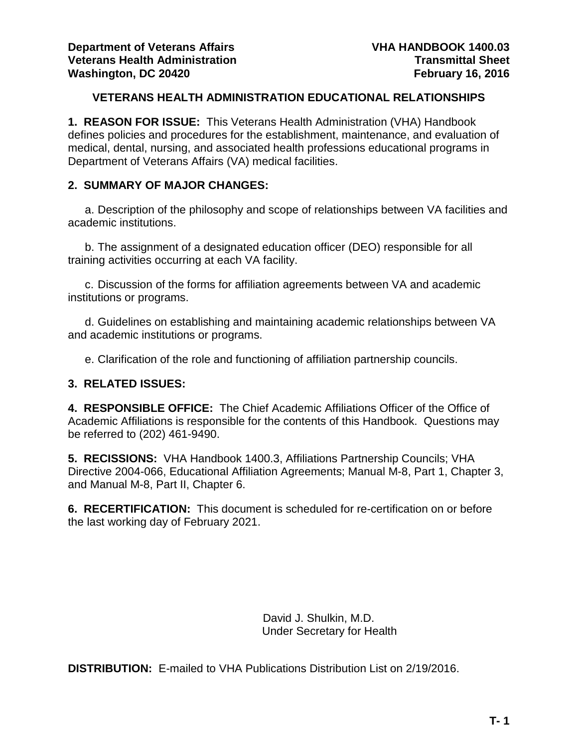**Department of Veterans Affairs**
**Veterans Health Administration**
**Washington, DC 20420**

**VHA HANDBOOK 1400.03**
**Transmittal Sheet**
**February 16, 2016**

# VETERANS HEALTH ADMINISTRATION EDUCATIONAL RELATIONSHIPS

**1. REASON FOR ISSUE:** This Veterans Health Administration (VHA) Handbook defines policies and procedures for the establishment, maintenance, and evaluation of medical, dental, nursing, and associated health professions educational programs in Department of Veterans Affairs (VA) medical facilities.

**2. SUMMARY OF MAJOR CHANGES:**

a. Description of the philosophy and scope of relationships between VA facilities and academic institutions.

b. The assignment of a designated education officer (DEO) responsible for all training activities occurring at each VA facility.

c. Discussion of the forms for affiliation agreements between VA and academic institutions or programs.

d. Guidelines on establishing and maintaining academic relationships between VA and academic institutions or programs.

e. Clarification of the role and functioning of affiliation partnership councils.

**3. RELATED ISSUES:**

**4. RESPONSIBLE OFFICE:** The Chief Academic Affiliations Officer of the Office of Academic Affiliations is responsible for the contents of this Handbook. Questions may be referred to (202) 461-9490.

**5. RECISSIONS:** VHA Handbook 1400.3, Affiliations Partnership Councils; VHA Directive 2004-066, Educational Affiliation Agreements; Manual M-8, Part 1, Chapter 3, and Manual M-8, Part II, Chapter 6.

**6. RECERTIFICATION:** This document is scheduled for re-certification on or before the last working day of February 2021.

David J. Shulkin, M.D.
Under Secretary for Health

**DISTRIBUTION:** E-mailed to VHA Publications Distribution List on 2/19/2016.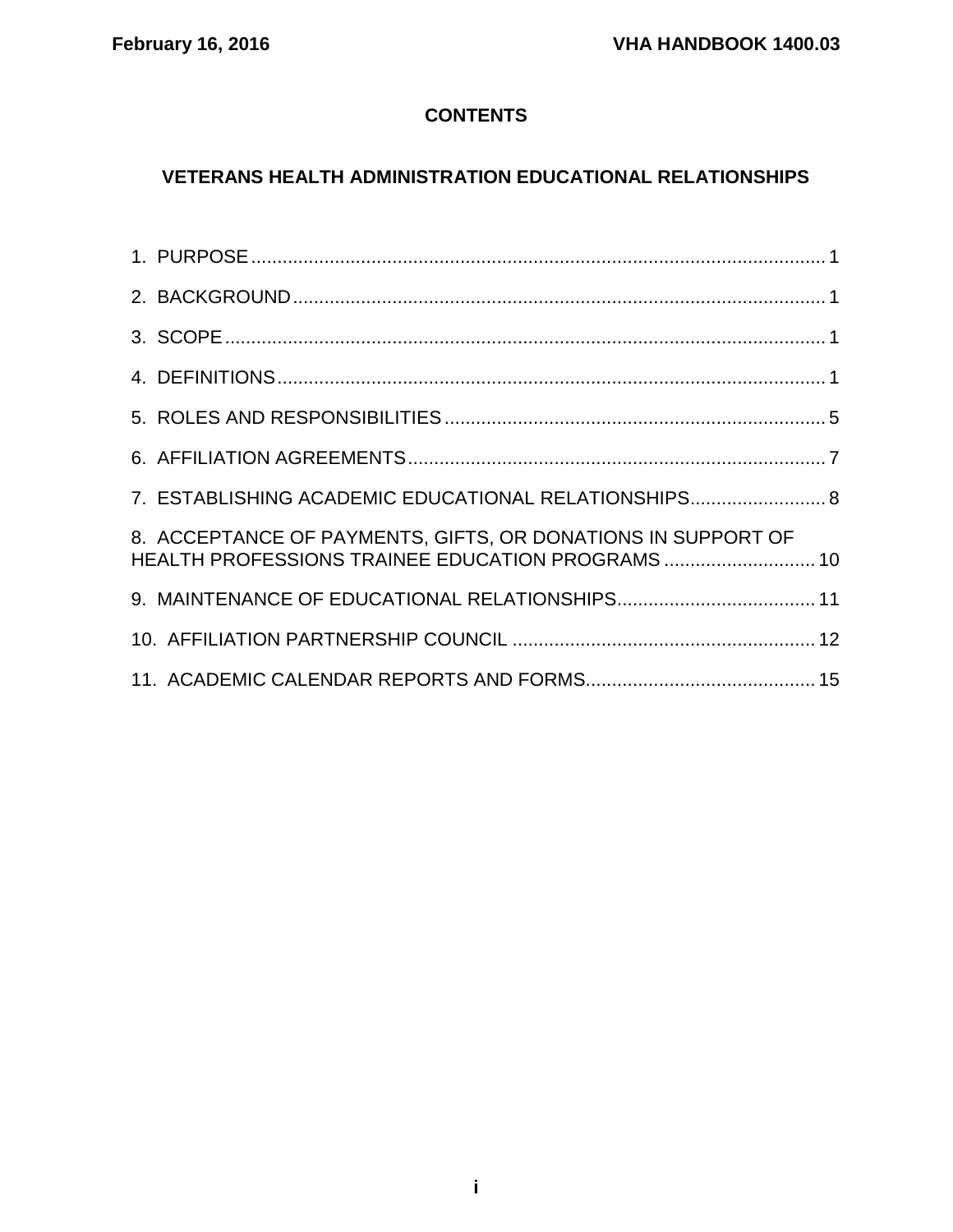# CONTENTS

## VETERANS HEALTH ADMINISTRATION EDUCATIONAL RELATIONSHIPS

1. PURPOSE ..... 1
2. BACKGROUND ..... 1
3. SCOPE ..... 1
4. DEFINITIONS ..... 1
5. ROLES AND RESPONSIBILITIES ..... 5
6. AFFILIATION AGREEMENTS ..... 7
7. ESTABLISHING ACADEMIC EDUCATIONAL RELATIONSHIPS ..... 8
8. ACCEPTANCE OF PAYMENTS, GIFTS, OR DONATIONS IN SUPPORT OF HEALTH PROFESSIONS TRAINEE EDUCATION PROGRAMS ..... 10
9. MAINTENANCE OF EDUCATIONAL RELATIONSHIPS ..... 11
10. AFFILIATION PARTNERSHIP COUNCIL ..... 12
11. ACADEMIC CALENDAR REPORTS AND FORMS ..... 15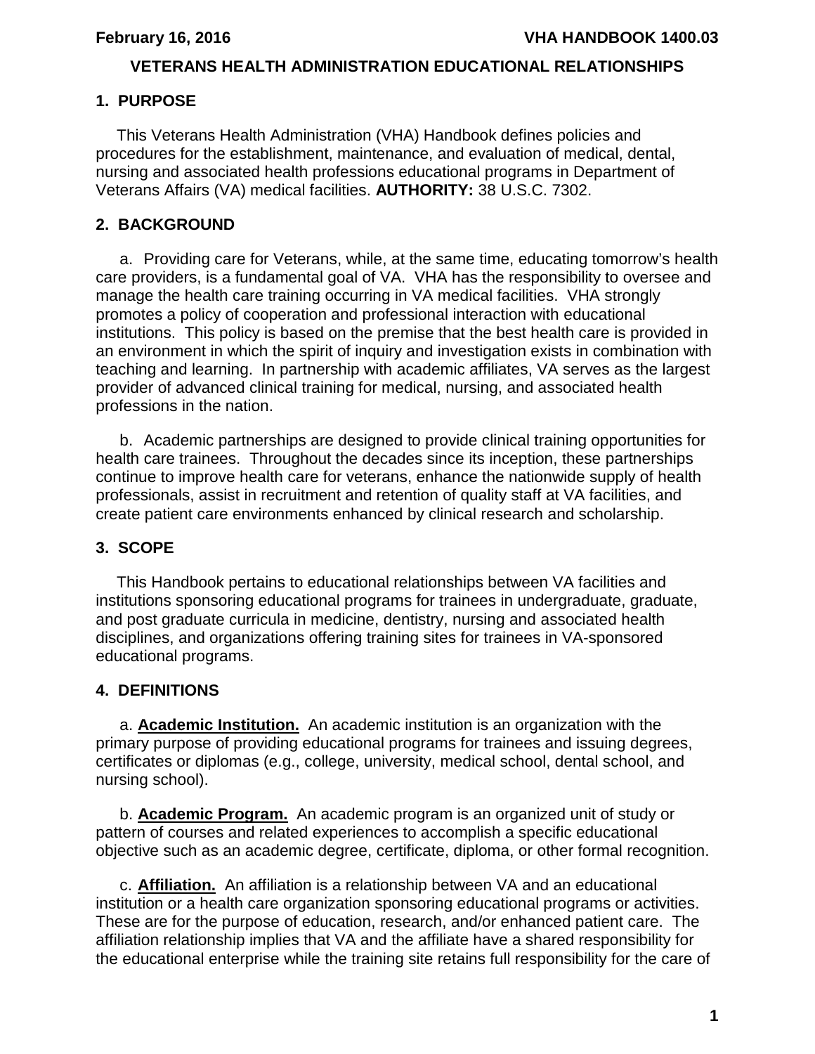# VETERANS HEALTH ADMINISTRATION EDUCATIONAL RELATIONSHIPS

## 1. PURPOSE

This Veterans Health Administration (VHA) Handbook defines policies and procedures for the establishment, maintenance, and evaluation of medical, dental, nursing and associated health professions educational programs in Department of Veterans Affairs (VA) medical facilities. **AUTHORITY:** 38 U.S.C. 7302.

## 2. BACKGROUND

a. Providing care for Veterans, while, at the same time, educating tomorrow's health care providers, is a fundamental goal of VA. VHA has the responsibility to oversee and manage the health care training occurring in VA medical facilities. VHA strongly promotes a policy of cooperation and professional interaction with educational institutions. This policy is based on the premise that the best health care is provided in an environment in which the spirit of inquiry and investigation exists in combination with teaching and learning. In partnership with academic affiliates, VA serves as the largest provider of advanced clinical training for medical, nursing, and associated health professions in the nation.

b. Academic partnerships are designed to provide clinical training opportunities for health care trainees. Throughout the decades since its inception, these partnerships continue to improve health care for veterans, enhance the nationwide supply of health professionals, assist in recruitment and retention of quality staff at VA facilities, and create patient care environments enhanced by clinical research and scholarship.

## 3. SCOPE

This Handbook pertains to educational relationships between VA facilities and institutions sponsoring educational programs for trainees in undergraduate, graduate, and post graduate curricula in medicine, dentistry, nursing and associated health disciplines, and organizations offering training sites for trainees in VA-sponsored educational programs.

## 4. DEFINITIONS

a. **Academic Institution.** An academic institution is an organization with the primary purpose of providing educational programs for trainees and issuing degrees, certificates or diplomas (e.g., college, university, medical school, dental school, and nursing school).

b. **Academic Program.** An academic program is an organized unit of study or pattern of courses and related experiences to accomplish a specific educational objective such as an academic degree, certificate, diploma, or other formal recognition.

c. **Affiliation.** An affiliation is a relationship between VA and an educational institution or a health care organization sponsoring educational programs or activities. These are for the purpose of education, research, and/or enhanced patient care. The affiliation relationship implies that VA and the affiliate have a shared responsibility for the educational enterprise while the training site retains full responsibility for the care of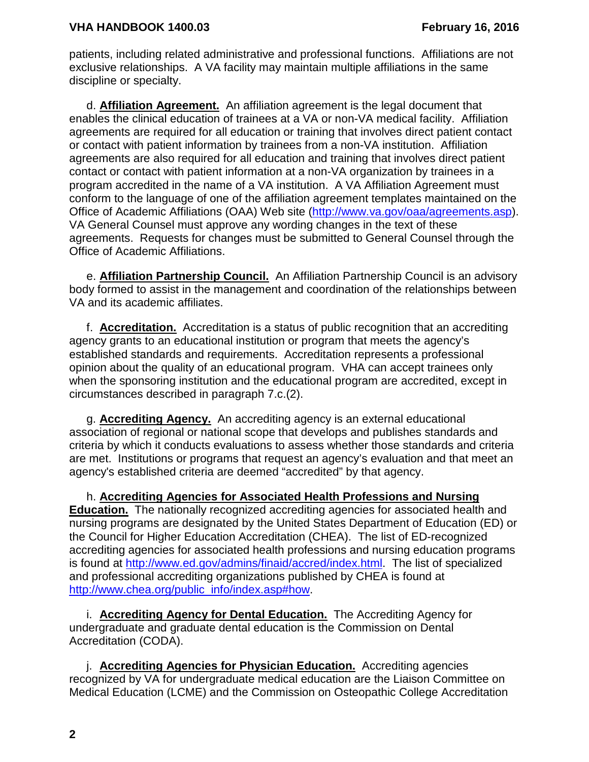patients, including related administrative and professional functions. Affiliations are not exclusive relationships. A VA facility may maintain multiple affiliations in the same discipline or specialty.

d. **Affiliation Agreement.** An affiliation agreement is the legal document that enables the clinical education of trainees at a VA or non-VA medical facility. Affiliation agreements are required for all education or training that involves direct patient contact or contact with patient information by trainees from a non-VA institution. Affiliation agreements are also required for all education and training that involves direct patient contact or contact with patient information at a non-VA organization by trainees in a program accredited in the name of a VA institution. A VA Affiliation Agreement must conform to the language of one of the affiliation agreement templates maintained on the Office of Academic Affiliations (OAA) Web site (http://www.va.gov/oaa/agreements.asp). VA General Counsel must approve any wording changes in the text of these agreements. Requests for changes must be submitted to General Counsel through the Office of Academic Affiliations.

e. **Affiliation Partnership Council.** An Affiliation Partnership Council is an advisory body formed to assist in the management and coordination of the relationships between VA and its academic affiliates.

f. **Accreditation.** Accreditation is a status of public recognition that an accrediting agency grants to an educational institution or program that meets the agency's established standards and requirements. Accreditation represents a professional opinion about the quality of an educational program. VHA can accept trainees only when the sponsoring institution and the educational program are accredited, except in circumstances described in paragraph 7.c.(2).

g. **Accrediting Agency.** An accrediting agency is an external educational association of regional or national scope that develops and publishes standards and criteria by which it conducts evaluations to assess whether those standards and criteria are met. Institutions or programs that request an agency's evaluation and that meet an agency's established criteria are deemed "accredited" by that agency.

h. **Accrediting Agencies for Associated Health Professions and Nursing Education.** The nationally recognized accrediting agencies for associated health and nursing programs are designated by the United States Department of Education (ED) or the Council for Higher Education Accreditation (CHEA). The list of ED-recognized accrediting agencies for associated health professions and nursing education programs is found at http://www.ed.gov/admins/finaid/accred/index.html. The list of specialized and professional accrediting organizations published by CHEA is found at http://www.chea.org/public_info/index.asp#how.

i. **Accrediting Agency for Dental Education.** The Accrediting Agency for undergraduate and graduate dental education is the Commission on Dental Accreditation (CODA).

j. **Accrediting Agencies for Physician Education.** Accrediting agencies recognized by VA for undergraduate medical education are the Liaison Committee on Medical Education (LCME) and the Commission on Osteopathic College Accreditation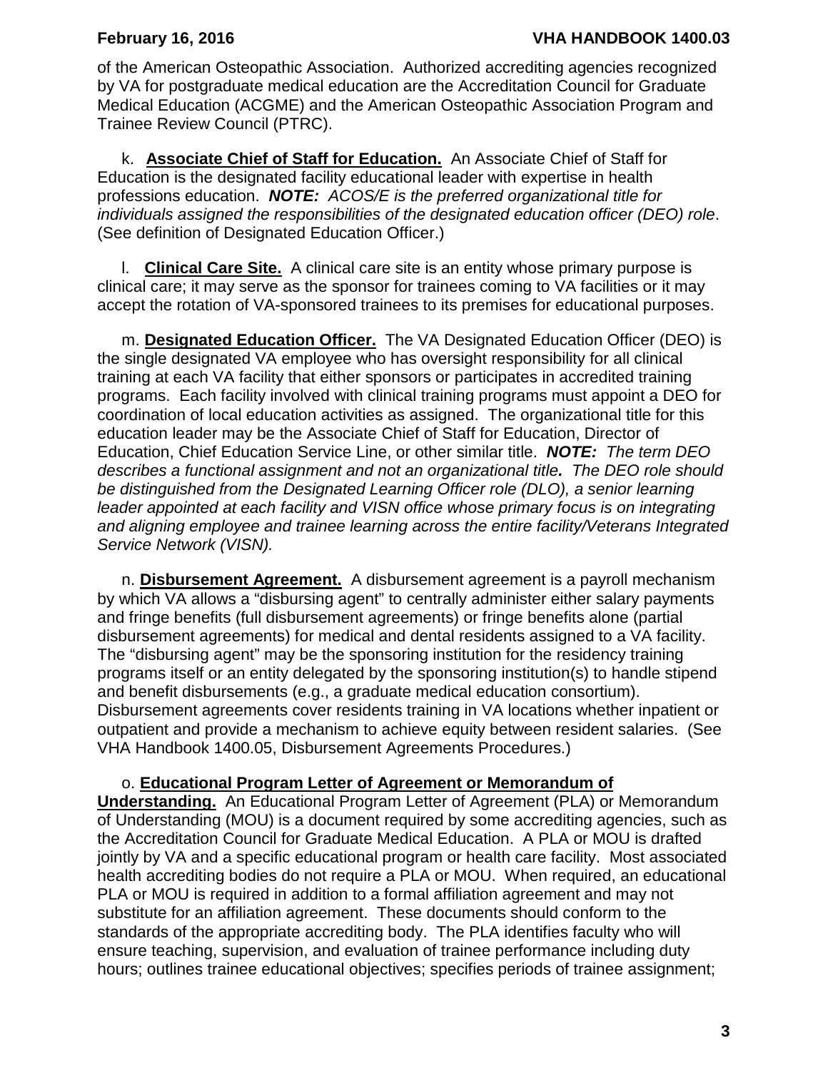of the American Osteopathic Association. Authorized accrediting agencies recognized by VA for postgraduate medical education are the Accreditation Council for Graduate Medical Education (ACGME) and the American Osteopathic Association Program and Trainee Review Council (PTRC).

k. **Associate Chief of Staff for Education.** An Associate Chief of Staff for Education is the designated facility educational leader with expertise in health professions education. ***NOTE:*** *ACOS/E is the preferred organizational title for individuals assigned the responsibilities of the designated education officer (DEO) role*. (See definition of Designated Education Officer.)

l. **Clinical Care Site.** A clinical care site is an entity whose primary purpose is clinical care; it may serve as the sponsor for trainees coming to VA facilities or it may accept the rotation of VA-sponsored trainees to its premises for educational purposes.

m. **Designated Education Officer.** The VA Designated Education Officer (DEO) is the single designated VA employee who has oversight responsibility for all clinical training at each VA facility that either sponsors or participates in accredited training programs. Each facility involved with clinical training programs must appoint a DEO for coordination of local education activities as assigned. The organizational title for this education leader may be the Associate Chief of Staff for Education, Director of Education, Chief Education Service Line, or other similar title. ***NOTE:*** *The term DEO describes a functional assignment and not an organizational title. The DEO role should be distinguished from the Designated Learning Officer role (DLO), a senior learning leader appointed at each facility and VISN office whose primary focus is on integrating and aligning employee and trainee learning across the entire facility/Veterans Integrated Service Network (VISN).*

n. **Disbursement Agreement.** A disbursement agreement is a payroll mechanism by which VA allows a "disbursing agent" to centrally administer either salary payments and fringe benefits (full disbursement agreements) or fringe benefits alone (partial disbursement agreements) for medical and dental residents assigned to a VA facility. The "disbursing agent" may be the sponsoring institution for the residency training programs itself or an entity delegated by the sponsoring institution(s) to handle stipend and benefit disbursements (e.g., a graduate medical education consortium). Disbursement agreements cover residents training in VA locations whether inpatient or outpatient and provide a mechanism to achieve equity between resident salaries. (See VHA Handbook 1400.05, Disbursement Agreements Procedures.)

o. **Educational Program Letter of Agreement or Memorandum of Understanding.** An Educational Program Letter of Agreement (PLA) or Memorandum of Understanding (MOU) is a document required by some accrediting agencies, such as the Accreditation Council for Graduate Medical Education. A PLA or MOU is drafted jointly by VA and a specific educational program or health care facility. Most associated health accrediting bodies do not require a PLA or MOU. When required, an educational PLA or MOU is required in addition to a formal affiliation agreement and may not substitute for an affiliation agreement. These documents should conform to the standards of the appropriate accrediting body. The PLA identifies faculty who will ensure teaching, supervision, and evaluation of trainee performance including duty hours; outlines trainee educational objectives; specifies periods of trainee assignment;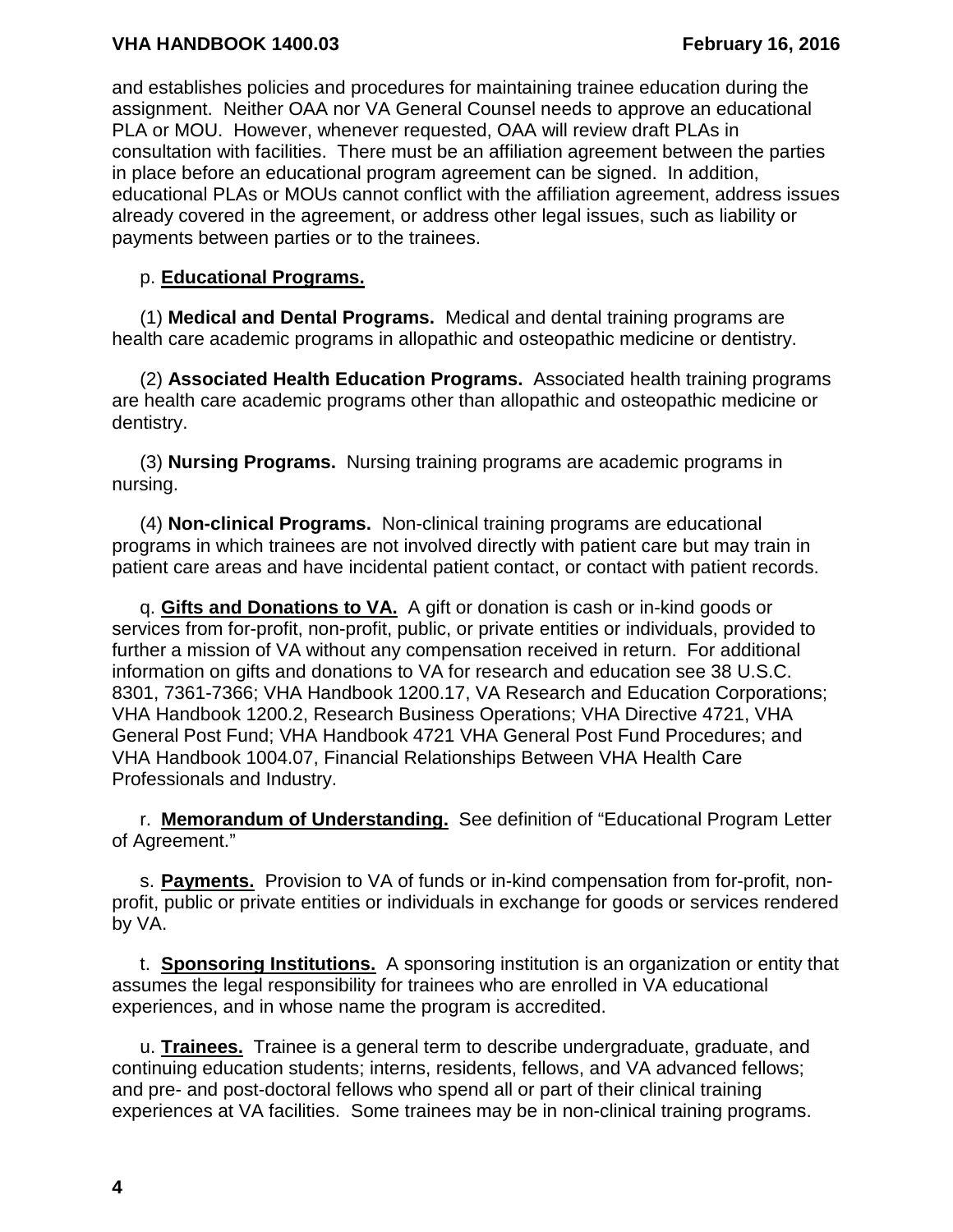and establishes policies and procedures for maintaining trainee education during the assignment. Neither OAA nor VA General Counsel needs to approve an educational PLA or MOU. However, whenever requested, OAA will review draft PLAs in consultation with facilities. There must be an affiliation agreement between the parties in place before an educational program agreement can be signed. In addition, educational PLAs or MOUs cannot conflict with the affiliation agreement, address issues already covered in the agreement, or address other legal issues, such as liability or payments between parties or to the trainees.

p. **Educational Programs.**

(1) **Medical and Dental Programs.** Medical and dental training programs are health care academic programs in allopathic and osteopathic medicine or dentistry.

(2) **Associated Health Education Programs.** Associated health training programs are health care academic programs other than allopathic and osteopathic medicine or dentistry.

(3) **Nursing Programs.** Nursing training programs are academic programs in nursing.

(4) **Non-clinical Programs.** Non-clinical training programs are educational programs in which trainees are not involved directly with patient care but may train in patient care areas and have incidental patient contact, or contact with patient records.

q. **Gifts and Donations to VA.** A gift or donation is cash or in-kind goods or services from for-profit, non-profit, public, or private entities or individuals, provided to further a mission of VA without any compensation received in return. For additional information on gifts and donations to VA for research and education see 38 U.S.C. 8301, 7361-7366; VHA Handbook 1200.17, VA Research and Education Corporations; VHA Handbook 1200.2, Research Business Operations; VHA Directive 4721, VHA General Post Fund; VHA Handbook 4721 VHA General Post Fund Procedures; and VHA Handbook 1004.07, Financial Relationships Between VHA Health Care Professionals and Industry.

r. **Memorandum of Understanding.** See definition of "Educational Program Letter of Agreement."

s. **Payments.** Provision to VA of funds or in-kind compensation from for-profit, non-profit, public or private entities or individuals in exchange for goods or services rendered by VA.

t. **Sponsoring Institutions.** A sponsoring institution is an organization or entity that assumes the legal responsibility for trainees who are enrolled in VA educational experiences, and in whose name the program is accredited.

u. **Trainees.** Trainee is a general term to describe undergraduate, graduate, and continuing education students; interns, residents, fellows, and VA advanced fellows; and pre- and post-doctoral fellows who spend all or part of their clinical training experiences at VA facilities. Some trainees may be in non-clinical training programs.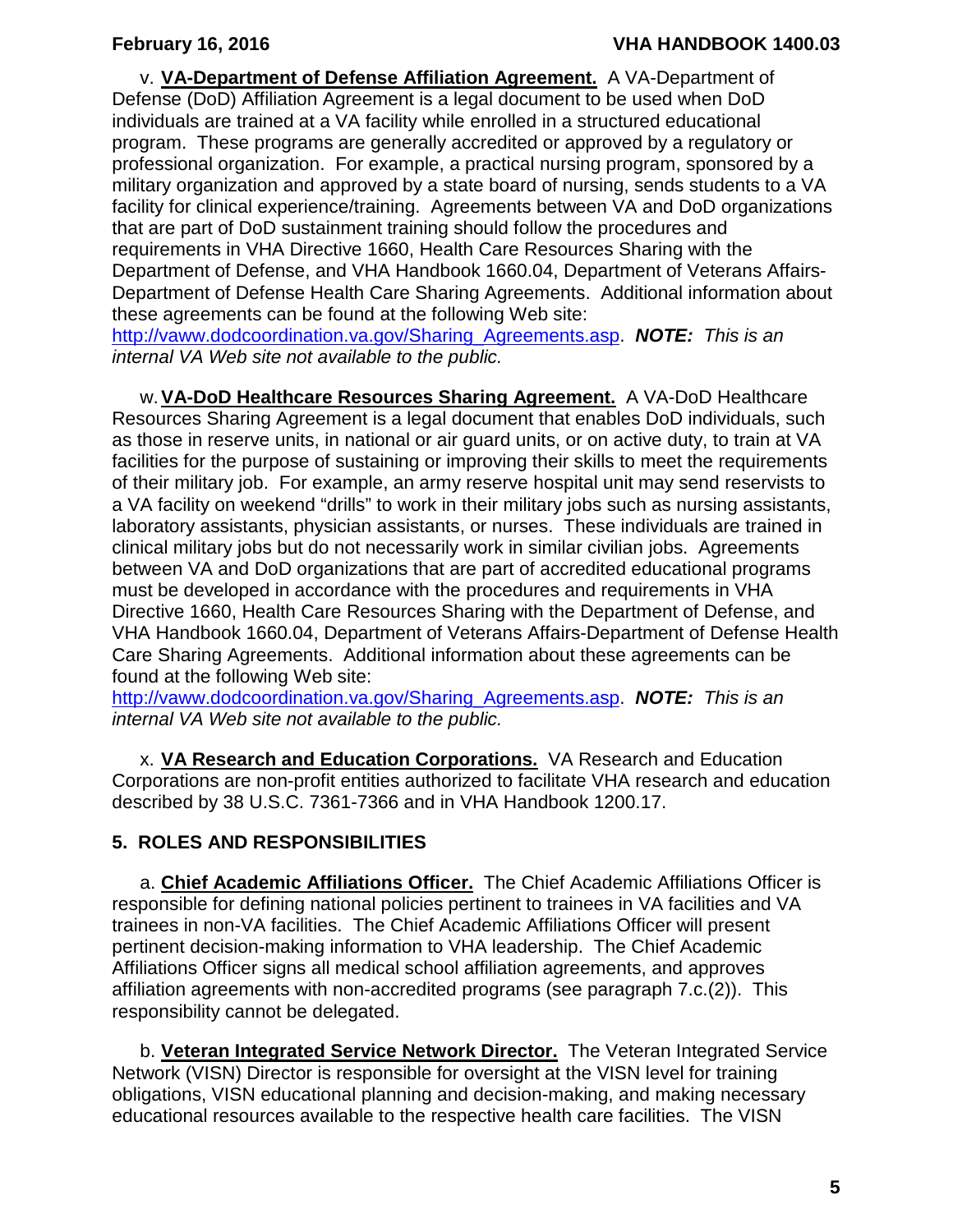v. **VA-Department of Defense Affiliation Agreement.** A VA-Department of Defense (DoD) Affiliation Agreement is a legal document to be used when DoD individuals are trained at a VA facility while enrolled in a structured educational program. These programs are generally accredited or approved by a regulatory or professional organization. For example, a practical nursing program, sponsored by a military organization and approved by a state board of nursing, sends students to a VA facility for clinical experience/training. Agreements between VA and DoD organizations that are part of DoD sustainment training should follow the procedures and requirements in VHA Directive 1660, Health Care Resources Sharing with the Department of Defense, and VHA Handbook 1660.04, Department of Veterans Affairs-Department of Defense Health Care Sharing Agreements. Additional information about these agreements can be found at the following Web site: http://vaww.dodcoordination.va.gov/Sharing_Agreements.asp. ***NOTE:*** *This is an internal VA Web site not available to the public.*

w. **VA-DoD Healthcare Resources Sharing Agreement.** A VA-DoD Healthcare Resources Sharing Agreement is a legal document that enables DoD individuals, such as those in reserve units, in national or air guard units, or on active duty, to train at VA facilities for the purpose of sustaining or improving their skills to meet the requirements of their military job. For example, an army reserve hospital unit may send reservists to a VA facility on weekend "drills" to work in their military jobs such as nursing assistants, laboratory assistants, physician assistants, or nurses. These individuals are trained in clinical military jobs but do not necessarily work in similar civilian jobs. Agreements between VA and DoD organizations that are part of accredited educational programs must be developed in accordance with the procedures and requirements in VHA Directive 1660, Health Care Resources Sharing with the Department of Defense, and VHA Handbook 1660.04, Department of Veterans Affairs-Department of Defense Health Care Sharing Agreements. Additional information about these agreements can be found at the following Web site: http://vaww.dodcoordination.va.gov/Sharing_Agreements.asp. ***NOTE:*** *This is an internal VA Web site not available to the public.*

x. **VA Research and Education Corporations.** VA Research and Education Corporations are non-profit entities authorized to facilitate VHA research and education described by 38 U.S.C. 7361-7366 and in VHA Handbook 1200.17.

## 5. ROLES AND RESPONSIBILITIES

a. **Chief Academic Affiliations Officer.** The Chief Academic Affiliations Officer is responsible for defining national policies pertinent to trainees in VA facilities and VA trainees in non-VA facilities. The Chief Academic Affiliations Officer will present pertinent decision-making information to VHA leadership. The Chief Academic Affiliations Officer signs all medical school affiliation agreements, and approves affiliation agreements with non-accredited programs (see paragraph 7.c.(2)). This responsibility cannot be delegated.

b. **Veteran Integrated Service Network Director.** The Veteran Integrated Service Network (VISN) Director is responsible for oversight at the VISN level for training obligations, VISN educational planning and decision-making, and making necessary educational resources available to the respective health care facilities. The VISN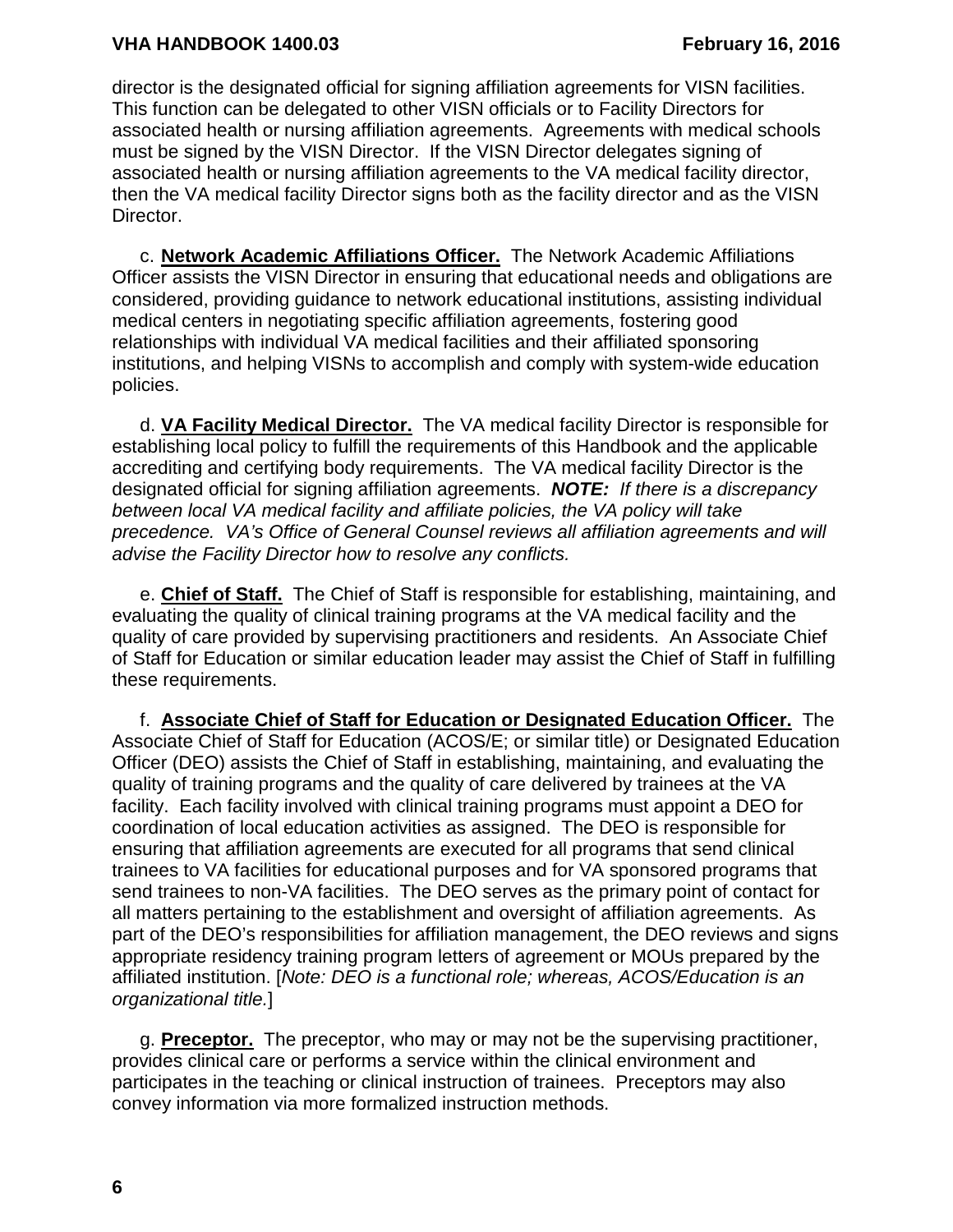director is the designated official for signing affiliation agreements for VISN facilities. This function can be delegated to other VISN officials or to Facility Directors for associated health or nursing affiliation agreements. Agreements with medical schools must be signed by the VISN Director. If the VISN Director delegates signing of associated health or nursing affiliation agreements to the VA medical facility director, then the VA medical facility Director signs both as the facility director and as the VISN Director.

c. **Network Academic Affiliations Officer.** The Network Academic Affiliations Officer assists the VISN Director in ensuring that educational needs and obligations are considered, providing guidance to network educational institutions, assisting individual medical centers in negotiating specific affiliation agreements, fostering good relationships with individual VA medical facilities and their affiliated sponsoring institutions, and helping VISNs to accomplish and comply with system-wide education policies.

d. **VA Facility Medical Director.** The VA medical facility Director is responsible for establishing local policy to fulfill the requirements of this Handbook and the applicable accrediting and certifying body requirements. The VA medical facility Director is the designated official for signing affiliation agreements. ***NOTE:*** *If there is a discrepancy between local VA medical facility and affiliate policies, the VA policy will take precedence. VA's Office of General Counsel reviews all affiliation agreements and will advise the Facility Director how to resolve any conflicts.*

e. **Chief of Staff.** The Chief of Staff is responsible for establishing, maintaining, and evaluating the quality of clinical training programs at the VA medical facility and the quality of care provided by supervising practitioners and residents. An Associate Chief of Staff for Education or similar education leader may assist the Chief of Staff in fulfilling these requirements.

f. **Associate Chief of Staff for Education or Designated Education Officer.** The Associate Chief of Staff for Education (ACOS/E; or similar title) or Designated Education Officer (DEO) assists the Chief of Staff in establishing, maintaining, and evaluating the quality of training programs and the quality of care delivered by trainees at the VA facility. Each facility involved with clinical training programs must appoint a DEO for coordination of local education activities as assigned. The DEO is responsible for ensuring that affiliation agreements are executed for all programs that send clinical trainees to VA facilities for educational purposes and for VA sponsored programs that send trainees to non-VA facilities. The DEO serves as the primary point of contact for all matters pertaining to the establishment and oversight of affiliation agreements. As part of the DEO's responsibilities for affiliation management, the DEO reviews and signs appropriate residency training program letters of agreement or MOUs prepared by the affiliated institution. [*Note: DEO is a functional role; whereas, ACOS/Education is an organizational title.*]

g. **Preceptor.** The preceptor, who may or may not be the supervising practitioner, provides clinical care or performs a service within the clinical environment and participates in the teaching or clinical instruction of trainees. Preceptors may also convey information via more formalized instruction methods.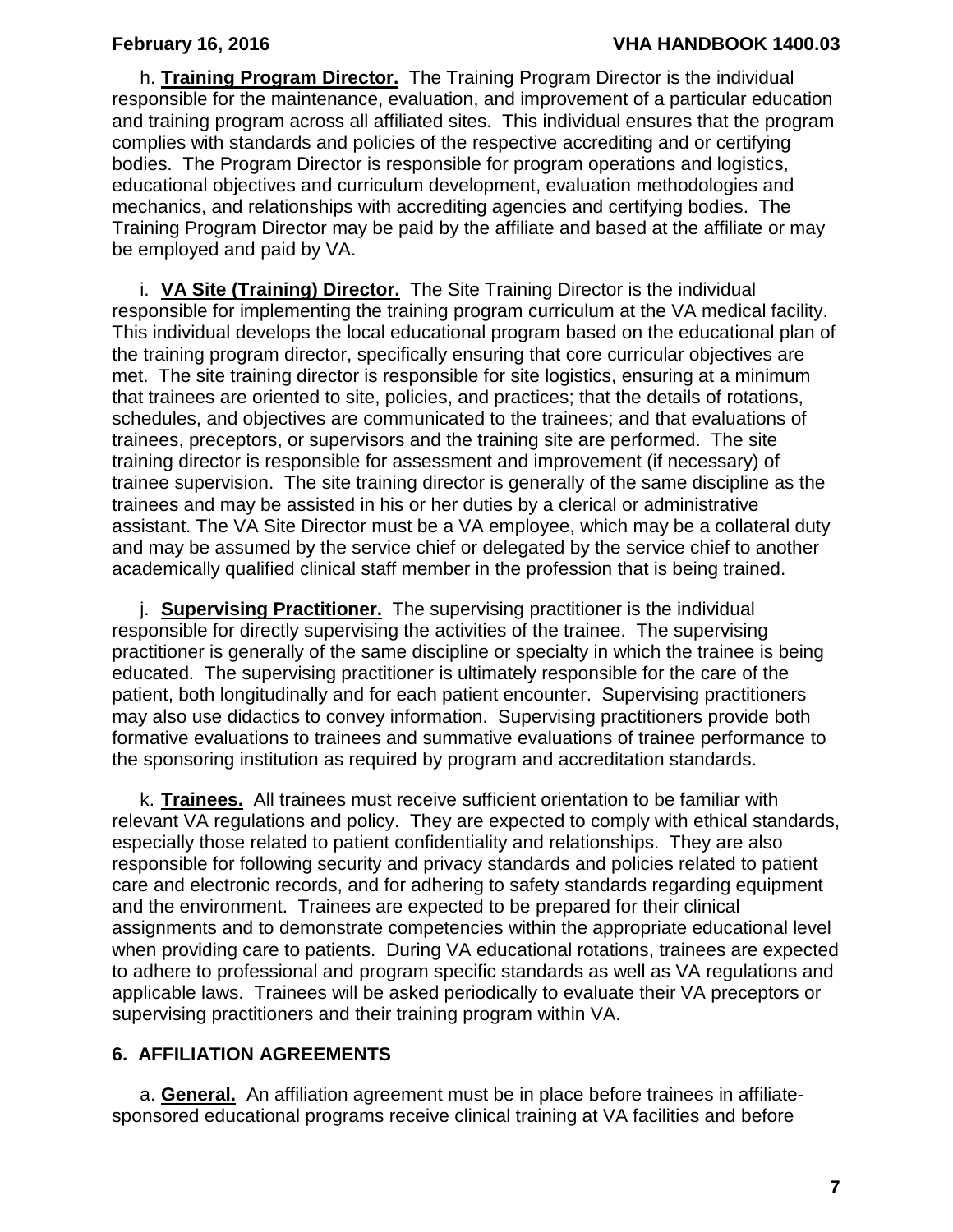h. **Training Program Director.** The Training Program Director is the individual responsible for the maintenance, evaluation, and improvement of a particular education and training program across all affiliated sites. This individual ensures that the program complies with standards and policies of the respective accrediting and or certifying bodies. The Program Director is responsible for program operations and logistics, educational objectives and curriculum development, evaluation methodologies and mechanics, and relationships with accrediting agencies and certifying bodies. The Training Program Director may be paid by the affiliate and based at the affiliate or may be employed and paid by VA.

i. **VA Site (Training) Director.** The Site Training Director is the individual responsible for implementing the training program curriculum at the VA medical facility. This individual develops the local educational program based on the educational plan of the training program director, specifically ensuring that core curricular objectives are met. The site training director is responsible for site logistics, ensuring at a minimum that trainees are oriented to site, policies, and practices; that the details of rotations, schedules, and objectives are communicated to the trainees; and that evaluations of trainees, preceptors, or supervisors and the training site are performed. The site training director is responsible for assessment and improvement (if necessary) of trainee supervision. The site training director is generally of the same discipline as the trainees and may be assisted in his or her duties by a clerical or administrative assistant. The VA Site Director must be a VA employee, which may be a collateral duty and may be assumed by the service chief or delegated by the service chief to another academically qualified clinical staff member in the profession that is being trained.

j. **Supervising Practitioner.** The supervising practitioner is the individual responsible for directly supervising the activities of the trainee. The supervising practitioner is generally of the same discipline or specialty in which the trainee is being educated. The supervising practitioner is ultimately responsible for the care of the patient, both longitudinally and for each patient encounter. Supervising practitioners may also use didactics to convey information. Supervising practitioners provide both formative evaluations to trainees and summative evaluations of trainee performance to the sponsoring institution as required by program and accreditation standards.

k. **Trainees.** All trainees must receive sufficient orientation to be familiar with relevant VA regulations and policy. They are expected to comply with ethical standards, especially those related to patient confidentiality and relationships. They are also responsible for following security and privacy standards and policies related to patient care and electronic records, and for adhering to safety standards regarding equipment and the environment. Trainees are expected to be prepared for their clinical assignments and to demonstrate competencies within the appropriate educational level when providing care to patients. During VA educational rotations, trainees are expected to adhere to professional and program specific standards as well as VA regulations and applicable laws. Trainees will be asked periodically to evaluate their VA preceptors or supervising practitioners and their training program within VA.

## 6. AFFILIATION AGREEMENTS

a. **General.** An affiliation agreement must be in place before trainees in affiliate-sponsored educational programs receive clinical training at VA facilities and before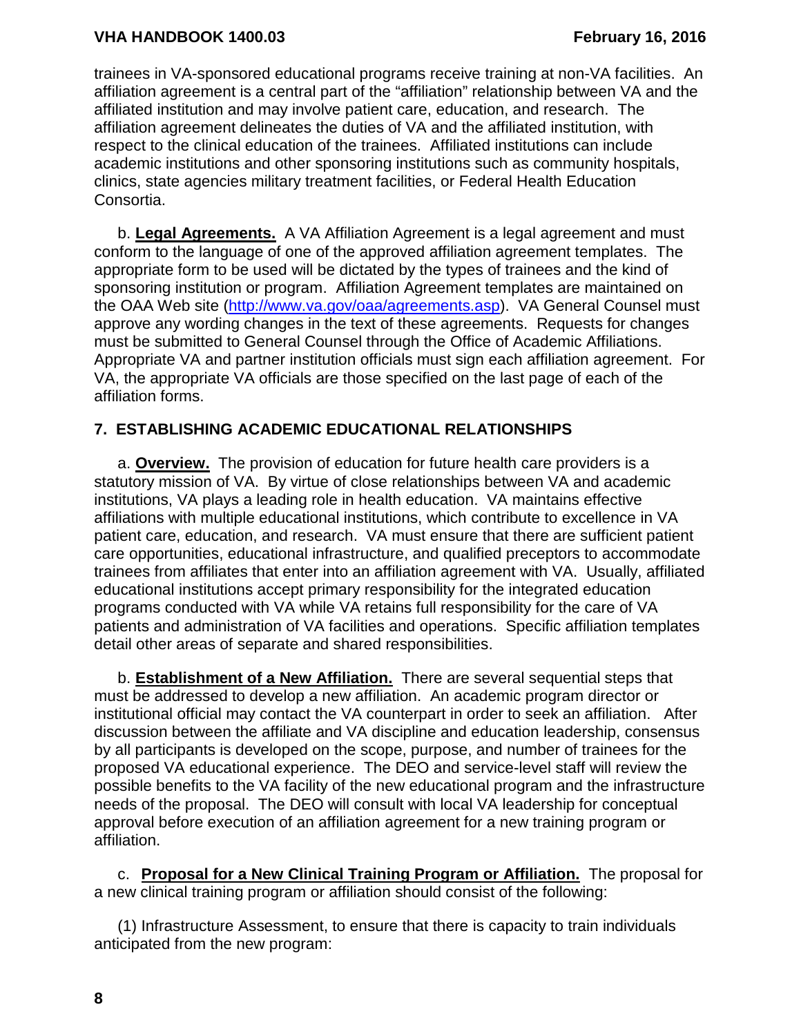trainees in VA-sponsored educational programs receive training at non-VA facilities. An affiliation agreement is a central part of the "affiliation" relationship between VA and the affiliated institution and may involve patient care, education, and research. The affiliation agreement delineates the duties of VA and the affiliated institution, with respect to the clinical education of the trainees. Affiliated institutions can include academic institutions and other sponsoring institutions such as community hospitals, clinics, state agencies military treatment facilities, or Federal Health Education Consortia.

b. **Legal Agreements.** A VA Affiliation Agreement is a legal agreement and must conform to the language of one of the approved affiliation agreement templates. The appropriate form to be used will be dictated by the types of trainees and the kind of sponsoring institution or program. Affiliation Agreement templates are maintained on the OAA Web site (http://www.va.gov/oaa/agreements.asp). VA General Counsel must approve any wording changes in the text of these agreements. Requests for changes must be submitted to General Counsel through the Office of Academic Affiliations. Appropriate VA and partner institution officials must sign each affiliation agreement. For VA, the appropriate VA officials are those specified on the last page of each of the affiliation forms.

## 7. ESTABLISHING ACADEMIC EDUCATIONAL RELATIONSHIPS

a. **Overview.** The provision of education for future health care providers is a statutory mission of VA. By virtue of close relationships between VA and academic institutions, VA plays a leading role in health education. VA maintains effective affiliations with multiple educational institutions, which contribute to excellence in VA patient care, education, and research. VA must ensure that there are sufficient patient care opportunities, educational infrastructure, and qualified preceptors to accommodate trainees from affiliates that enter into an affiliation agreement with VA. Usually, affiliated educational institutions accept primary responsibility for the integrated education programs conducted with VA while VA retains full responsibility for the care of VA patients and administration of VA facilities and operations. Specific affiliation templates detail other areas of separate and shared responsibilities.

b. **Establishment of a New Affiliation.** There are several sequential steps that must be addressed to develop a new affiliation. An academic program director or institutional official may contact the VA counterpart in order to seek an affiliation. After discussion between the affiliate and VA discipline and education leadership, consensus by all participants is developed on the scope, purpose, and number of trainees for the proposed VA educational experience. The DEO and service-level staff will review the possible benefits to the VA facility of the new educational program and the infrastructure needs of the proposal. The DEO will consult with local VA leadership for conceptual approval before execution of an affiliation agreement for a new training program or affiliation.

c. **Proposal for a New Clinical Training Program or Affiliation.** The proposal for a new clinical training program or affiliation should consist of the following:

(1) Infrastructure Assessment, to ensure that there is capacity to train individuals anticipated from the new program: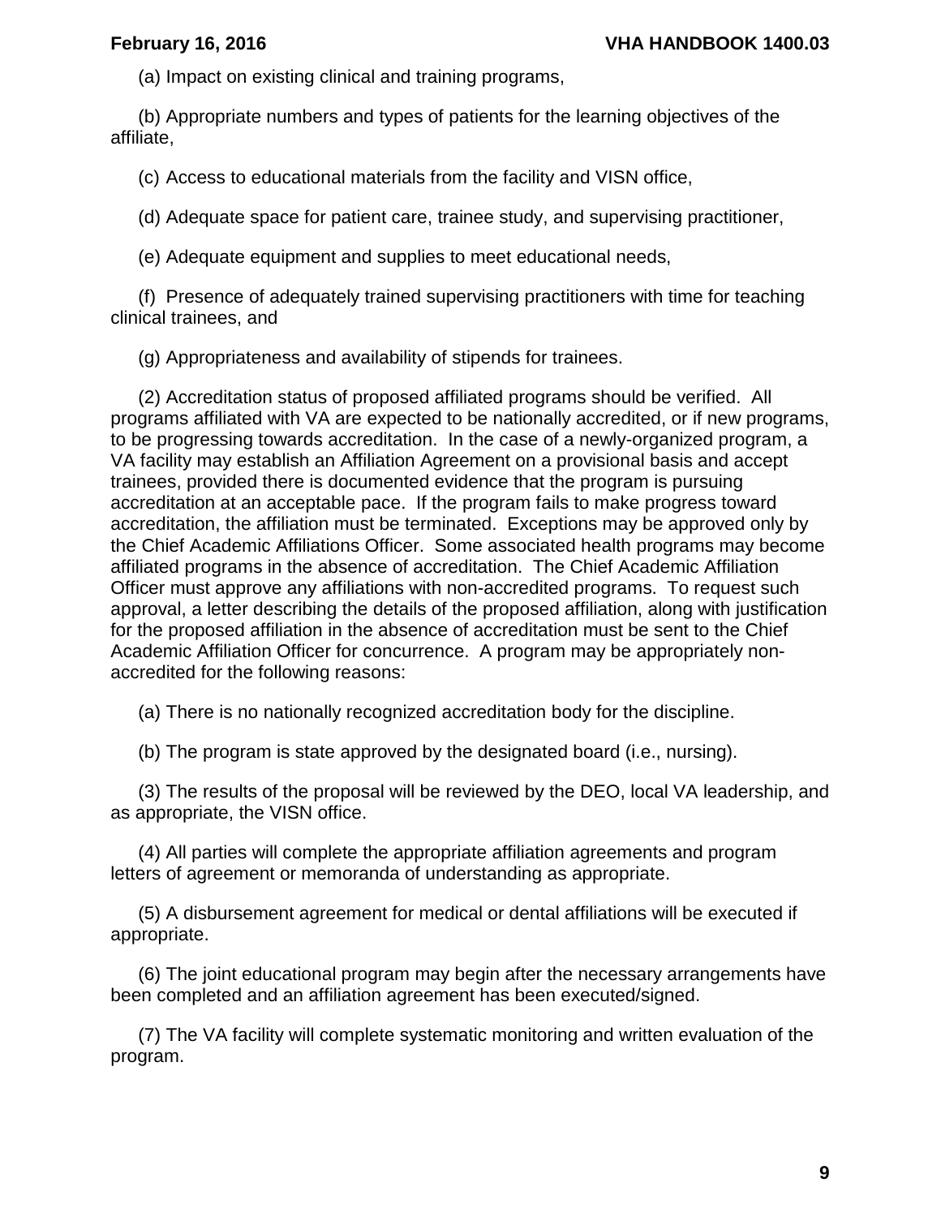(a) Impact on existing clinical and training programs,

(b) Appropriate numbers and types of patients for the learning objectives of the affiliate,

(c) Access to educational materials from the facility and VISN office,

(d) Adequate space for patient care, trainee study, and supervising practitioner,

(e) Adequate equipment and supplies to meet educational needs,

(f) Presence of adequately trained supervising practitioners with time for teaching clinical trainees, and

(g) Appropriateness and availability of stipends for trainees.

(2) Accreditation status of proposed affiliated programs should be verified. All programs affiliated with VA are expected to be nationally accredited, or if new programs, to be progressing towards accreditation. In the case of a newly-organized program, a VA facility may establish an Affiliation Agreement on a provisional basis and accept trainees, provided there is documented evidence that the program is pursuing accreditation at an acceptable pace. If the program fails to make progress toward accreditation, the affiliation must be terminated. Exceptions may be approved only by the Chief Academic Affiliations Officer. Some associated health programs may become affiliated programs in the absence of accreditation. The Chief Academic Affiliation Officer must approve any affiliations with non-accredited programs. To request such approval, a letter describing the details of the proposed affiliation, along with justification for the proposed affiliation in the absence of accreditation must be sent to the Chief Academic Affiliation Officer for concurrence. A program may be appropriately non-accredited for the following reasons:

(a) There is no nationally recognized accreditation body for the discipline.

(b) The program is state approved by the designated board (i.e., nursing).

(3) The results of the proposal will be reviewed by the DEO, local VA leadership, and as appropriate, the VISN office.

(4) All parties will complete the appropriate affiliation agreements and program letters of agreement or memoranda of understanding as appropriate.

(5) A disbursement agreement for medical or dental affiliations will be executed if appropriate.

(6) The joint educational program may begin after the necessary arrangements have been completed and an affiliation agreement has been executed/signed.

(7) The VA facility will complete systematic monitoring and written evaluation of the program.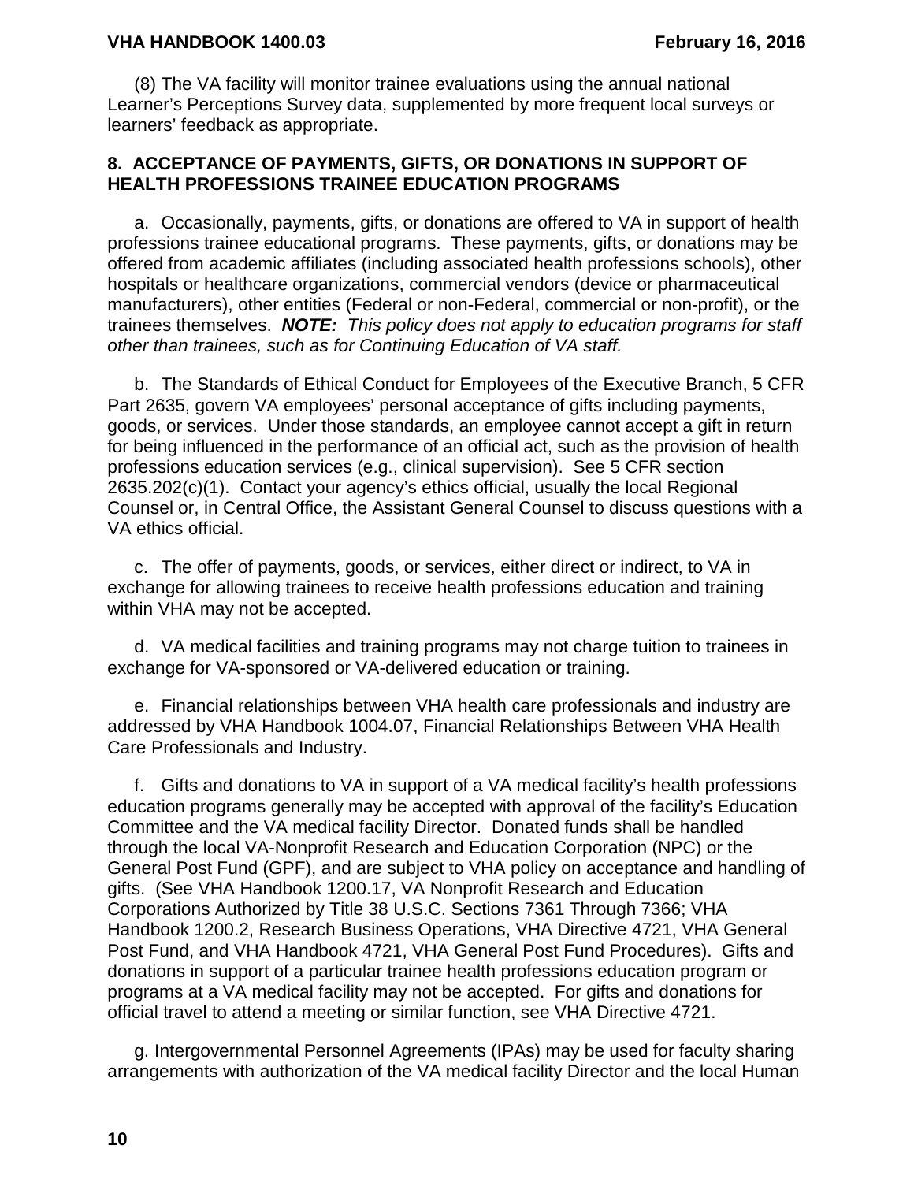(8) The VA facility will monitor trainee evaluations using the annual national Learner's Perceptions Survey data, supplemented by more frequent local surveys or learners' feedback as appropriate.

## 8. ACCEPTANCE OF PAYMENTS, GIFTS, OR DONATIONS IN SUPPORT OF HEALTH PROFESSIONS TRAINEE EDUCATION PROGRAMS

a. Occasionally, payments, gifts, or donations are offered to VA in support of health professions trainee educational programs. These payments, gifts, or donations may be offered from academic affiliates (including associated health professions schools), other hospitals or healthcare organizations, commercial vendors (device or pharmaceutical manufacturers), other entities (Federal or non-Federal, commercial or non-profit), or the trainees themselves. ***NOTE:*** *This policy does not apply to education programs for staff other than trainees, such as for Continuing Education of VA staff.*

b. The Standards of Ethical Conduct for Employees of the Executive Branch, 5 CFR Part 2635, govern VA employees' personal acceptance of gifts including payments, goods, or services. Under those standards, an employee cannot accept a gift in return for being influenced in the performance of an official act, such as the provision of health professions education services (e.g., clinical supervision). See 5 CFR section 2635.202(c)(1). Contact your agency's ethics official, usually the local Regional Counsel or, in Central Office, the Assistant General Counsel to discuss questions with a VA ethics official.

c. The offer of payments, goods, or services, either direct or indirect, to VA in exchange for allowing trainees to receive health professions education and training within VHA may not be accepted.

d. VA medical facilities and training programs may not charge tuition to trainees in exchange for VA-sponsored or VA-delivered education or training.

e. Financial relationships between VHA health care professionals and industry are addressed by VHA Handbook 1004.07, Financial Relationships Between VHA Health Care Professionals and Industry.

f. Gifts and donations to VA in support of a VA medical facility's health professions education programs generally may be accepted with approval of the facility's Education Committee and the VA medical facility Director. Donated funds shall be handled through the local VA-Nonprofit Research and Education Corporation (NPC) or the General Post Fund (GPF), and are subject to VHA policy on acceptance and handling of gifts. (See VHA Handbook 1200.17, VA Nonprofit Research and Education Corporations Authorized by Title 38 U.S.C. Sections 7361 Through 7366; VHA Handbook 1200.2, Research Business Operations, VHA Directive 4721, VHA General Post Fund, and VHA Handbook 4721, VHA General Post Fund Procedures). Gifts and donations in support of a particular trainee health professions education program or programs at a VA medical facility may not be accepted. For gifts and donations for official travel to attend a meeting or similar function, see VHA Directive 4721.

g. Intergovernmental Personnel Agreements (IPAs) may be used for faculty sharing arrangements with authorization of the VA medical facility Director and the local Human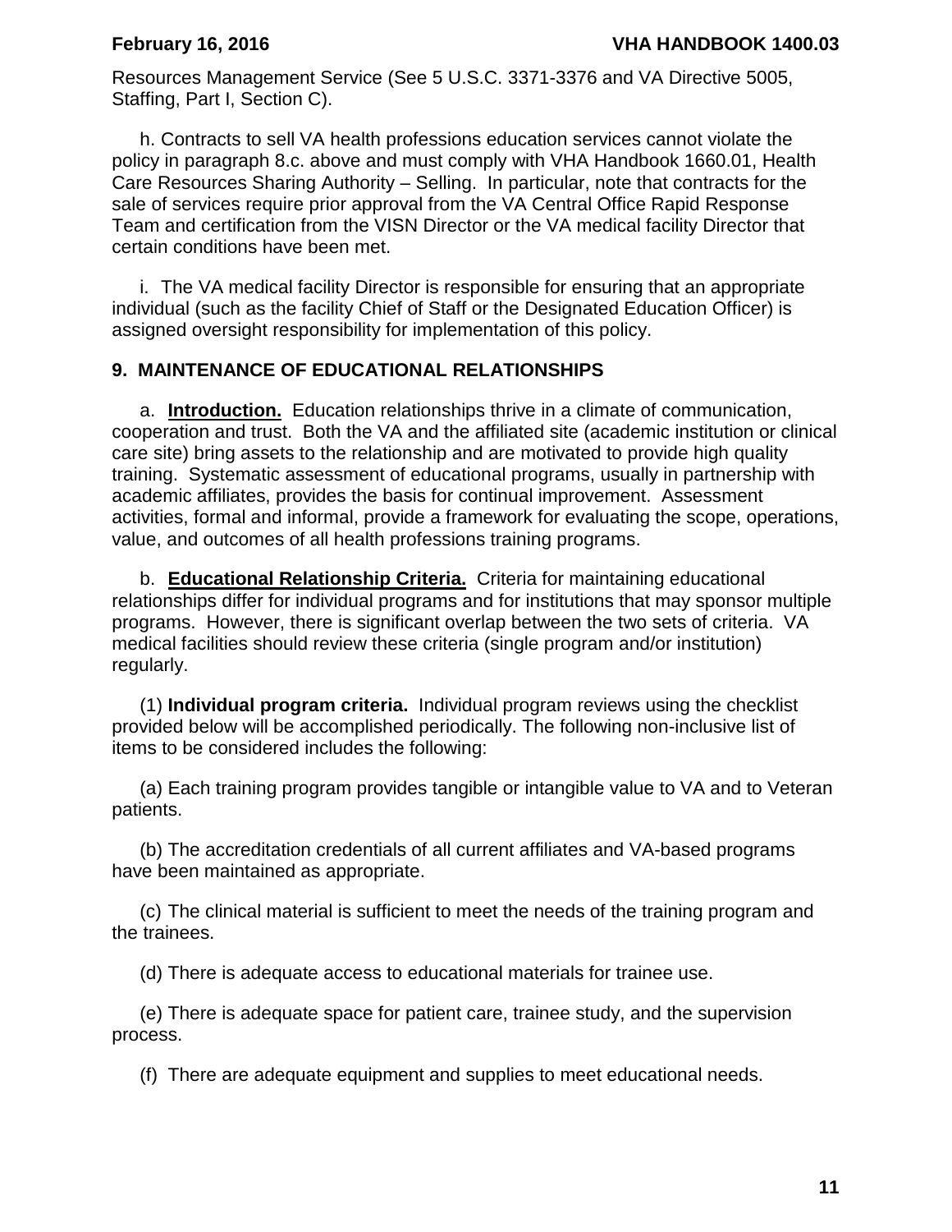Resources Management Service (See 5 U.S.C. 3371-3376 and VA Directive 5005, Staffing, Part I, Section C).

h. Contracts to sell VA health professions education services cannot violate the policy in paragraph 8.c. above and must comply with VHA Handbook 1660.01, Health Care Resources Sharing Authority – Selling. In particular, note that contracts for the sale of services require prior approval from the VA Central Office Rapid Response Team and certification from the VISN Director or the VA medical facility Director that certain conditions have been met.

i. The VA medical facility Director is responsible for ensuring that an appropriate individual (such as the facility Chief of Staff or the Designated Education Officer) is assigned oversight responsibility for implementation of this policy.

## 9. MAINTENANCE OF EDUCATIONAL RELATIONSHIPS

a. **Introduction.** Education relationships thrive in a climate of communication, cooperation and trust. Both the VA and the affiliated site (academic institution or clinical care site) bring assets to the relationship and are motivated to provide high quality training. Systematic assessment of educational programs, usually in partnership with academic affiliates, provides the basis for continual improvement. Assessment activities, formal and informal, provide a framework for evaluating the scope, operations, value, and outcomes of all health professions training programs.

b. **Educational Relationship Criteria.** Criteria for maintaining educational relationships differ for individual programs and for institutions that may sponsor multiple programs. However, there is significant overlap between the two sets of criteria. VA medical facilities should review these criteria (single program and/or institution) regularly.

(1) **Individual program criteria.** Individual program reviews using the checklist provided below will be accomplished periodically. The following non-inclusive list of items to be considered includes the following:

(a) Each training program provides tangible or intangible value to VA and to Veteran patients.

(b) The accreditation credentials of all current affiliates and VA-based programs have been maintained as appropriate.

(c) The clinical material is sufficient to meet the needs of the training program and the trainees.

(d) There is adequate access to educational materials for trainee use.

(e) There is adequate space for patient care, trainee study, and the supervision process.

(f) There are adequate equipment and supplies to meet educational needs.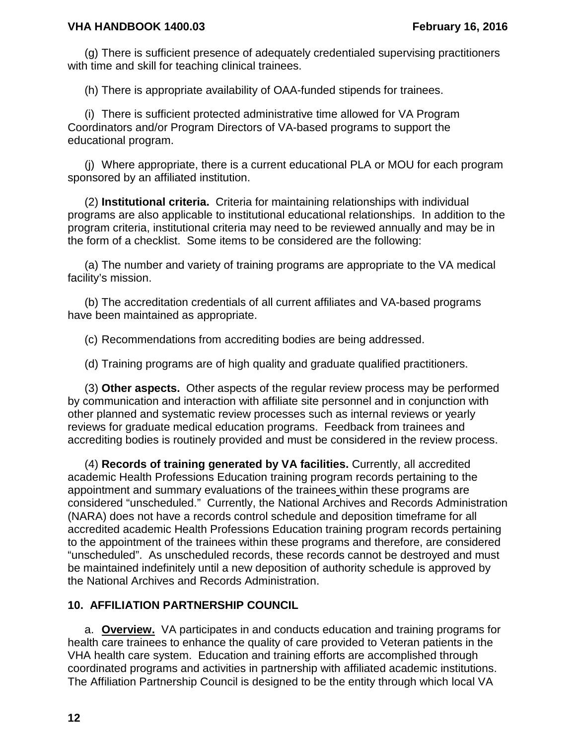(g) There is sufficient presence of adequately credentialed supervising practitioners with time and skill for teaching clinical trainees.

(h) There is appropriate availability of OAA-funded stipends for trainees.

(i) There is sufficient protected administrative time allowed for VA Program Coordinators and/or Program Directors of VA-based programs to support the educational program.

(j) Where appropriate, there is a current educational PLA or MOU for each program sponsored by an affiliated institution.

(2) **Institutional criteria.** Criteria for maintaining relationships with individual programs are also applicable to institutional educational relationships. In addition to the program criteria, institutional criteria may need to be reviewed annually and may be in the form of a checklist. Some items to be considered are the following:

(a) The number and variety of training programs are appropriate to the VA medical facility's mission.

(b) The accreditation credentials of all current affiliates and VA-based programs have been maintained as appropriate.

(c) Recommendations from accrediting bodies are being addressed.

(d) Training programs are of high quality and graduate qualified practitioners.

(3) **Other aspects.** Other aspects of the regular review process may be performed by communication and interaction with affiliate site personnel and in conjunction with other planned and systematic review processes such as internal reviews or yearly reviews for graduate medical education programs. Feedback from trainees and accrediting bodies is routinely provided and must be considered in the review process.

(4) **Records of training generated by VA facilities.** Currently, all accredited academic Health Professions Education training program records pertaining to the appointment and summary evaluations of the trainees within these programs are considered "unscheduled." Currently, the National Archives and Records Administration (NARA) does not have a records control schedule and deposition timeframe for all accredited academic Health Professions Education training program records pertaining to the appointment of the trainees within these programs and therefore, are considered "unscheduled". As unscheduled records, these records cannot be destroyed and must be maintained indefinitely until a new deposition of authority schedule is approved by the National Archives and Records Administration.

## 10. AFFILIATION PARTNERSHIP COUNCIL

a. **Overview.** VA participates in and conducts education and training programs for health care trainees to enhance the quality of care provided to Veteran patients in the VHA health care system. Education and training efforts are accomplished through coordinated programs and activities in partnership with affiliated academic institutions. The Affiliation Partnership Council is designed to be the entity through which local VA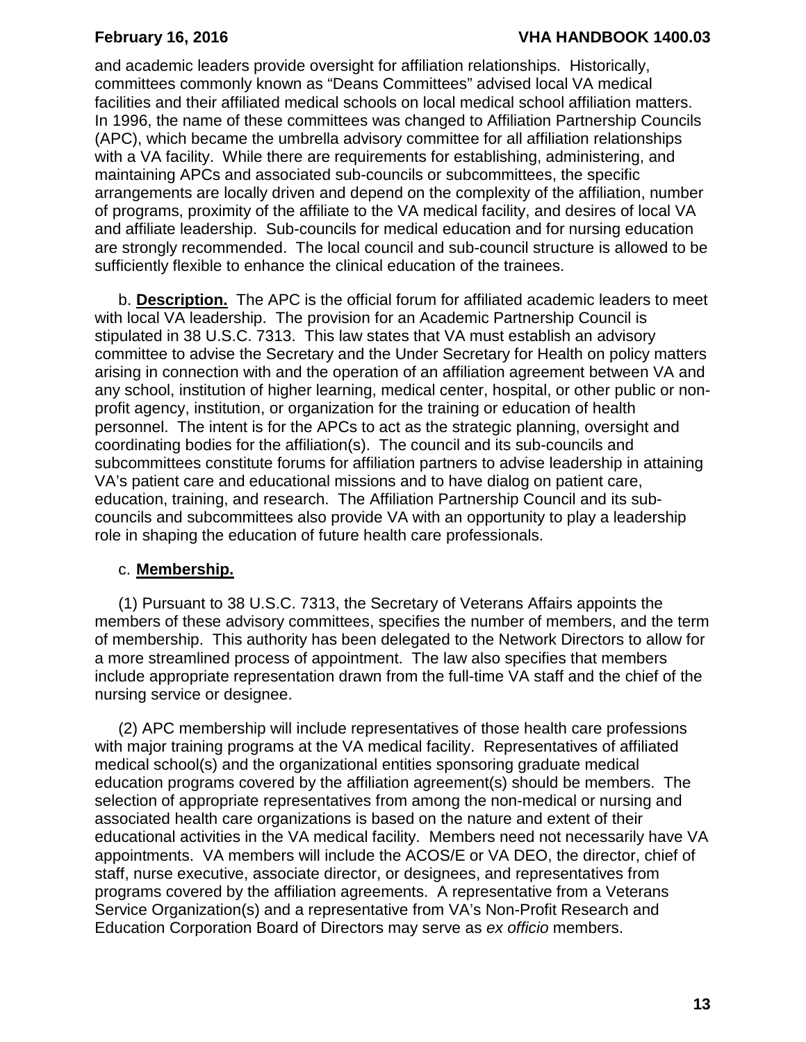and academic leaders provide oversight for affiliation relationships. Historically, committees commonly known as "Deans Committees" advised local VA medical facilities and their affiliated medical schools on local medical school affiliation matters. In 1996, the name of these committees was changed to Affiliation Partnership Councils (APC), which became the umbrella advisory committee for all affiliation relationships with a VA facility. While there are requirements for establishing, administering, and maintaining APCs and associated sub-councils or subcommittees, the specific arrangements are locally driven and depend on the complexity of the affiliation, number of programs, proximity of the affiliate to the VA medical facility, and desires of local VA and affiliate leadership. Sub-councils for medical education and for nursing education are strongly recommended. The local council and sub-council structure is allowed to be sufficiently flexible to enhance the clinical education of the trainees.

b. **Description.** The APC is the official forum for affiliated academic leaders to meet with local VA leadership. The provision for an Academic Partnership Council is stipulated in 38 U.S.C. 7313. This law states that VA must establish an advisory committee to advise the Secretary and the Under Secretary for Health on policy matters arising in connection with and the operation of an affiliation agreement between VA and any school, institution of higher learning, medical center, hospital, or other public or non-profit agency, institution, or organization for the training or education of health personnel. The intent is for the APCs to act as the strategic planning, oversight and coordinating bodies for the affiliation(s). The council and its sub-councils and subcommittees constitute forums for affiliation partners to advise leadership in attaining VA's patient care and educational missions and to have dialog on patient care, education, training, and research. The Affiliation Partnership Council and its sub-councils and subcommittees also provide VA with an opportunity to play a leadership role in shaping the education of future health care professionals.

c. **Membership.**

(1) Pursuant to 38 U.S.C. 7313, the Secretary of Veterans Affairs appoints the members of these advisory committees, specifies the number of members, and the term of membership. This authority has been delegated to the Network Directors to allow for a more streamlined process of appointment. The law also specifies that members include appropriate representation drawn from the full-time VA staff and the chief of the nursing service or designee.

(2) APC membership will include representatives of those health care professions with major training programs at the VA medical facility. Representatives of affiliated medical school(s) and the organizational entities sponsoring graduate medical education programs covered by the affiliation agreement(s) should be members. The selection of appropriate representatives from among the non-medical or nursing and associated health care organizations is based on the nature and extent of their educational activities in the VA medical facility. Members need not necessarily have VA appointments. VA members will include the ACOS/E or VA DEO, the director, chief of staff, nurse executive, associate director, or designees, and representatives from programs covered by the affiliation agreements. A representative from a Veterans Service Organization(s) and a representative from VA's Non-Profit Research and Education Corporation Board of Directors may serve as *ex officio* members.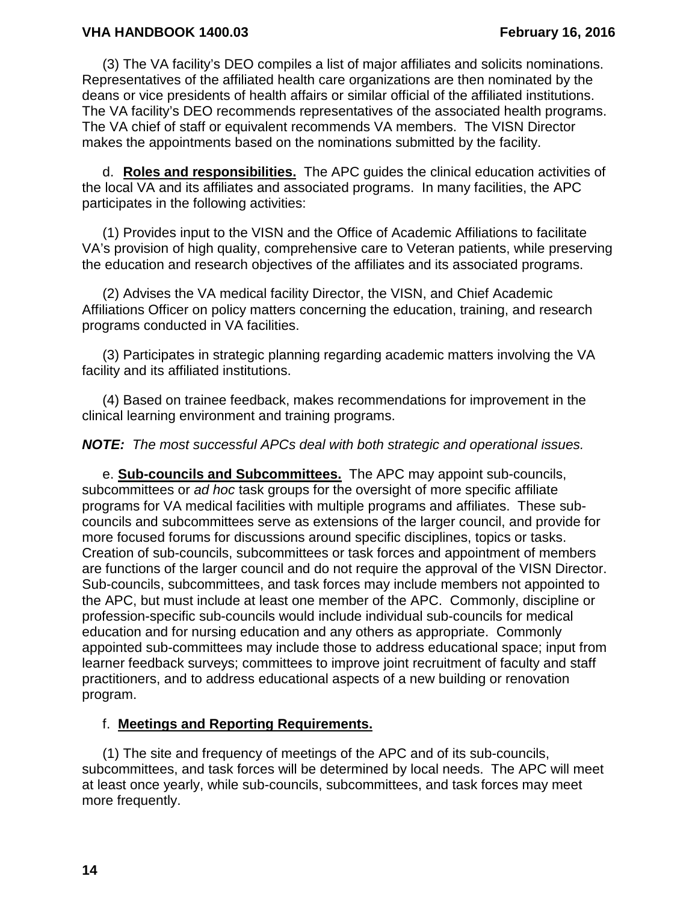(3) The VA facility's DEO compiles a list of major affiliates and solicits nominations. Representatives of the affiliated health care organizations are then nominated by the deans or vice presidents of health affairs or similar official of the affiliated institutions. The VA facility's DEO recommends representatives of the associated health programs. The VA chief of staff or equivalent recommends VA members. The VISN Director makes the appointments based on the nominations submitted by the facility.

d. **Roles and responsibilities.** The APC guides the clinical education activities of the local VA and its affiliates and associated programs. In many facilities, the APC participates in the following activities:

(1) Provides input to the VISN and the Office of Academic Affiliations to facilitate VA's provision of high quality, comprehensive care to Veteran patients, while preserving the education and research objectives of the affiliates and its associated programs.

(2) Advises the VA medical facility Director, the VISN, and Chief Academic Affiliations Officer on policy matters concerning the education, training, and research programs conducted in VA facilities.

(3) Participates in strategic planning regarding academic matters involving the VA facility and its affiliated institutions.

(4) Based on trainee feedback, makes recommendations for improvement in the clinical learning environment and training programs.

***NOTE:*** *The most successful APCs deal with both strategic and operational issues.*

e. **Sub-councils and Subcommittees.** The APC may appoint sub-councils, subcommittees or *ad hoc* task groups for the oversight of more specific affiliate programs for VA medical facilities with multiple programs and affiliates. These sub-councils and subcommittees serve as extensions of the larger council, and provide for more focused forums for discussions around specific disciplines, topics or tasks. Creation of sub-councils, subcommittees or task forces and appointment of members are functions of the larger council and do not require the approval of the VISN Director. Sub-councils, subcommittees, and task forces may include members not appointed to the APC, but must include at least one member of the APC. Commonly, discipline or profession-specific sub-councils would include individual sub-councils for medical education and for nursing education and any others as appropriate. Commonly appointed sub-committees may include those to address educational space; input from learner feedback surveys; committees to improve joint recruitment of faculty and staff practitioners, and to address educational aspects of a new building or renovation program.

f. **Meetings and Reporting Requirements.**

(1) The site and frequency of meetings of the APC and of its sub-councils, subcommittees, and task forces will be determined by local needs. The APC will meet at least once yearly, while sub-councils, subcommittees, and task forces may meet more frequently.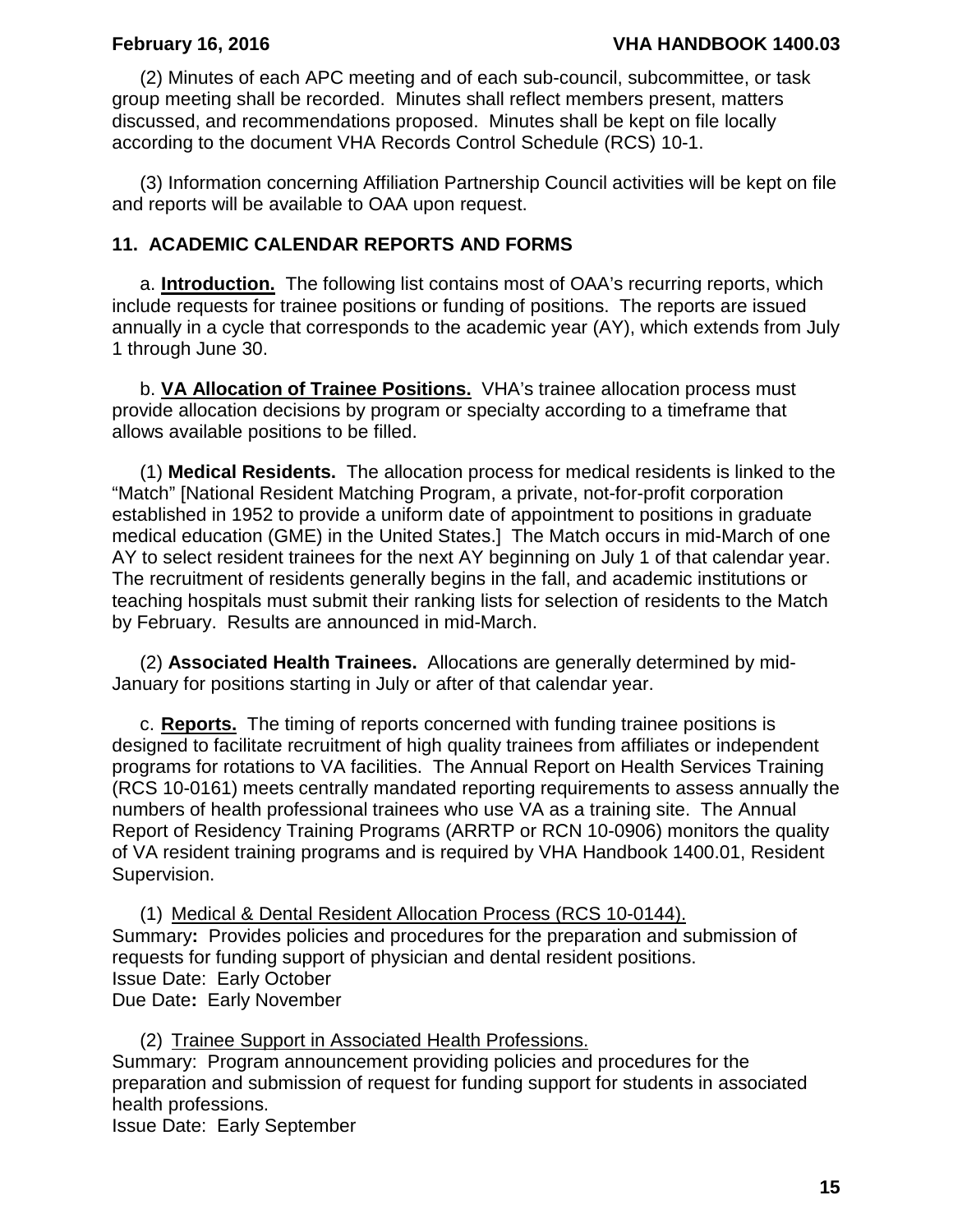(2) Minutes of each APC meeting and of each sub-council, subcommittee, or task group meeting shall be recorded. Minutes shall reflect members present, matters discussed, and recommendations proposed. Minutes shall be kept on file locally according to the document VHA Records Control Schedule (RCS) 10-1.

(3) Information concerning Affiliation Partnership Council activities will be kept on file and reports will be available to OAA upon request.

## 11. ACADEMIC CALENDAR REPORTS AND FORMS

a. **Introduction.** The following list contains most of OAA's recurring reports, which include requests for trainee positions or funding of positions. The reports are issued annually in a cycle that corresponds to the academic year (AY), which extends from July 1 through June 30.

b. **VA Allocation of Trainee Positions.** VHA's trainee allocation process must provide allocation decisions by program or specialty according to a timeframe that allows available positions to be filled.

(1) **Medical Residents.** The allocation process for medical residents is linked to the "Match" [National Resident Matching Program, a private, not-for-profit corporation established in 1952 to provide a uniform date of appointment to positions in graduate medical education (GME) in the United States.] The Match occurs in mid-March of one AY to select resident trainees for the next AY beginning on July 1 of that calendar year. The recruitment of residents generally begins in the fall, and academic institutions or teaching hospitals must submit their ranking lists for selection of residents to the Match by February. Results are announced in mid-March.

(2) **Associated Health Trainees.** Allocations are generally determined by mid-January for positions starting in July or after of that calendar year.

c. **Reports.** The timing of reports concerned with funding trainee positions is designed to facilitate recruitment of high quality trainees from affiliates or independent programs for rotations to VA facilities. The Annual Report on Health Services Training (RCS 10-0161) meets centrally mandated reporting requirements to assess annually the numbers of health professional trainees who use VA as a training site. The Annual Report of Residency Training Programs (ARRTP or RCN 10-0906) monitors the quality of VA resident training programs and is required by VHA Handbook 1400.01, Resident Supervision.

(1) Medical & Dental Resident Allocation Process (RCS 10-0144).
Summary**:** Provides policies and procedures for the preparation and submission of requests for funding support of physician and dental resident positions.
Issue Date: Early October
Due Date**:** Early November

(2) Trainee Support in Associated Health Professions.
Summary: Program announcement providing policies and procedures for the preparation and submission of request for funding support for students in associated health professions.
Issue Date: Early September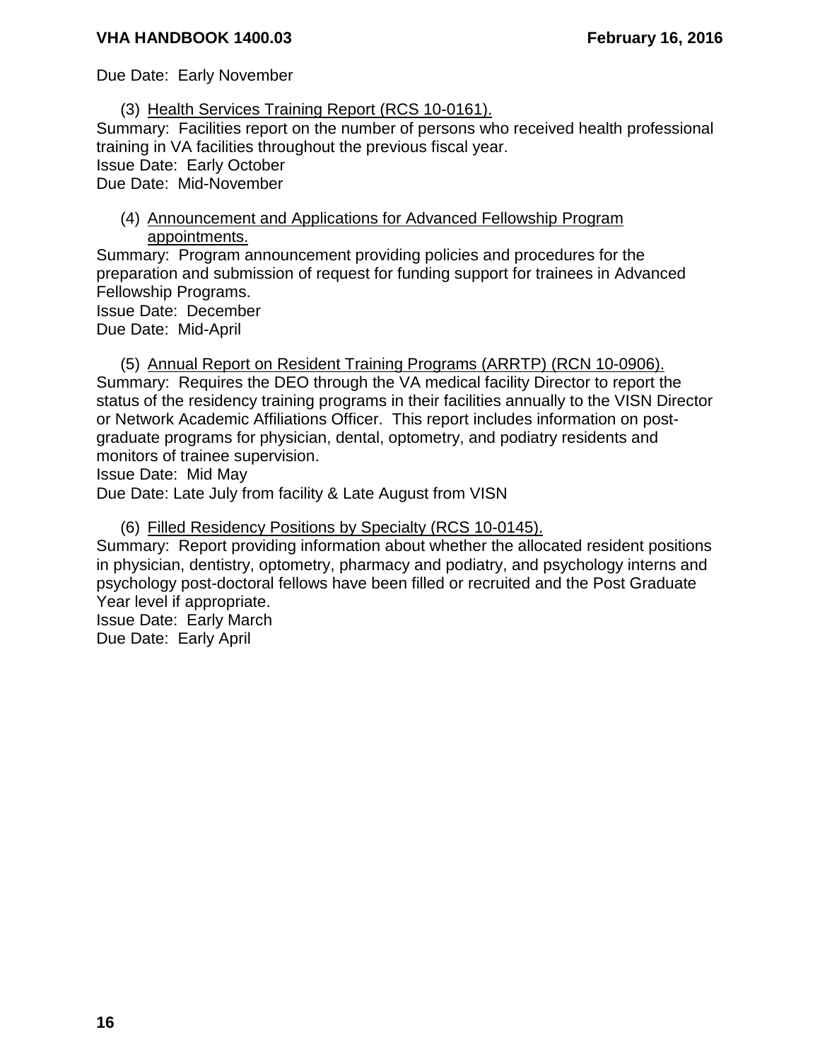Due Date: Early November

(3) Health Services Training Report (RCS 10-0161).
Summary: Facilities report on the number of persons who received health professional training in VA facilities throughout the previous fiscal year.
Issue Date: Early October
Due Date: Mid-November

(4) Announcement and Applications for Advanced Fellowship Program appointments.
Summary: Program announcement providing policies and procedures for the preparation and submission of request for funding support for trainees in Advanced Fellowship Programs.
Issue Date: December
Due Date: Mid-April

(5) Annual Report on Resident Training Programs (ARRTP) (RCN 10-0906).
Summary: Requires the DEO through the VA medical facility Director to report the status of the residency training programs in their facilities annually to the VISN Director or Network Academic Affiliations Officer. This report includes information on post-graduate programs for physician, dental, optometry, and podiatry residents and monitors of trainee supervision.
Issue Date: Mid May
Due Date: Late July from facility & Late August from VISN

(6) Filled Residency Positions by Specialty (RCS 10-0145).
Summary: Report providing information about whether the allocated resident positions in physician, dentistry, optometry, pharmacy and podiatry, and psychology interns and psychology post-doctoral fellows have been filled or recruited and the Post Graduate Year level if appropriate.
Issue Date: Early March
Due Date: Early April